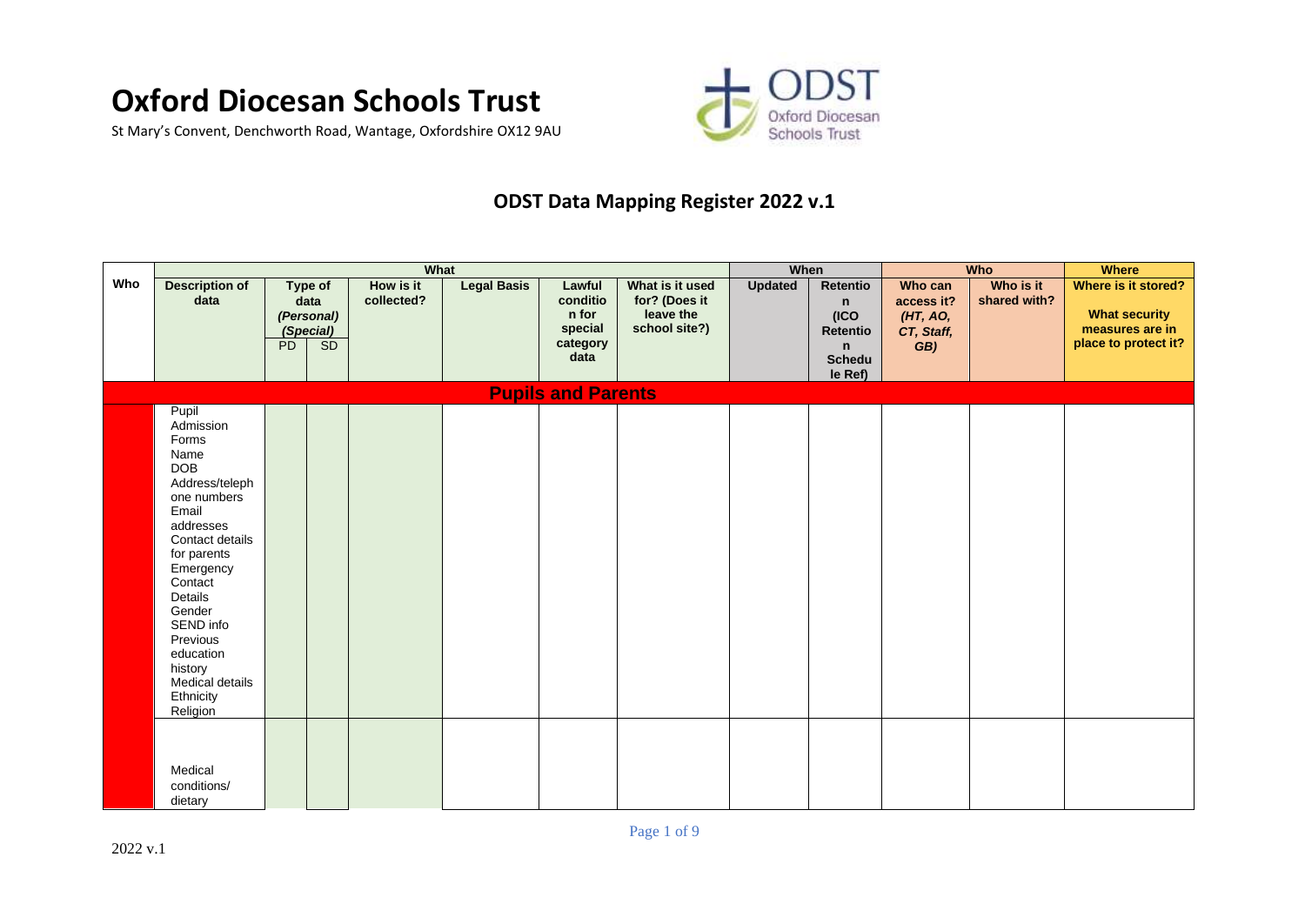# Oxford Diocesan Schools Trust

St Mary's Convent, Denchworth Road, Wantage, Oxfordshire OX12 9AU

## ODST Data Mapping Register 2022 v.1

| Who | What | | | | | | | When | | Who | | Where |
|---|---|---|---|---|---|---|---|---|---|---|---|---|
| Who | Description of data | Type of data *(Personal)* *(Special)* PD | SD | How is it collected? | Legal Basis | Lawful condition for special category data | What is it used for? (Does it leave the school site?) | Updated | Retention (ICO Retention Schedule Ref) | Who can access it? *(HT, AO, CT, Staff, GB)* | Who is it shared with? | Where is it stored? What security measures are in place to protect it? |
| **Pupils and Parents** | | | | | | | | | | | | |
| | Pupil Admission Forms Name DOB Address/telephone numbers Email addresses Contact details for parents Emergency Contact Details Gender SEND info Previous education history Medical details Ethnicity Religion | | | | | | | | | | | |
| | Medical conditions/ dietary | | | | | | | | | | | |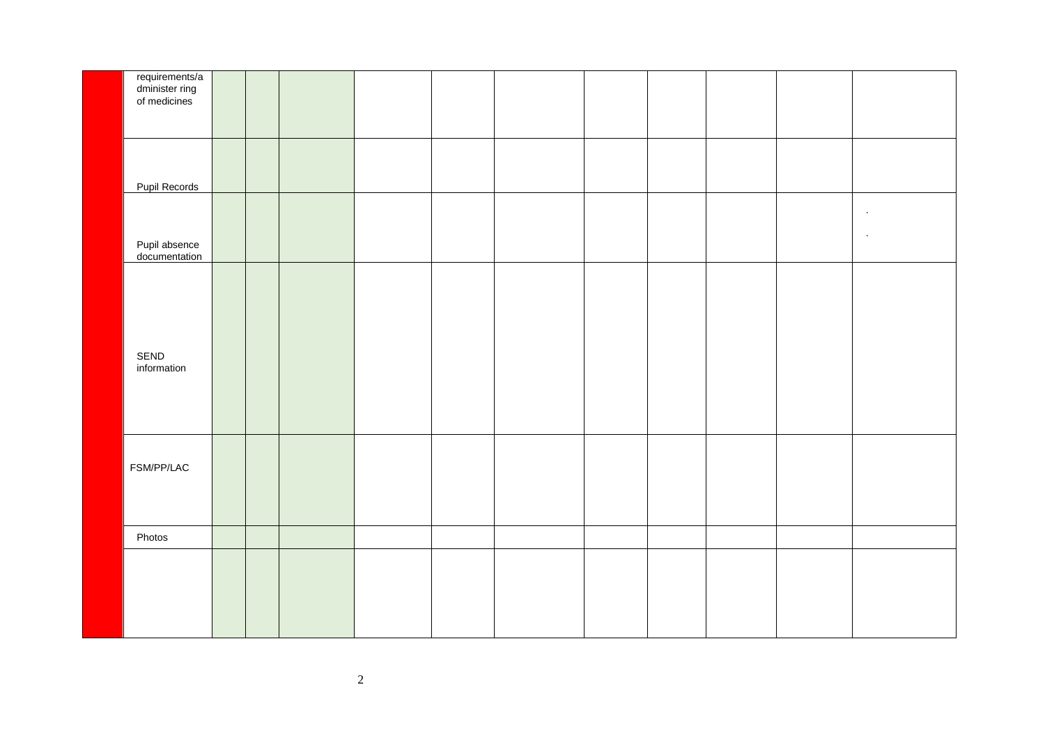| | | | | | | | | | | | | |
|---|---|---|---|---|---|---|---|---|---|---|---|---|
| | requirements/administer ring of medicines | | | | | | | | | | | |
| | Pupil Records | | | | | | | | | | | |
| | Pupil absence documentation | | | | | | | | | | | .<br>. |
| | SEND information | | | | | | | | | | | |
| | FSM/PP/LAC | | | | | | | | | | | |
| | Photos | | | | | | | | | | | |
| | | | | | | | | | | | | |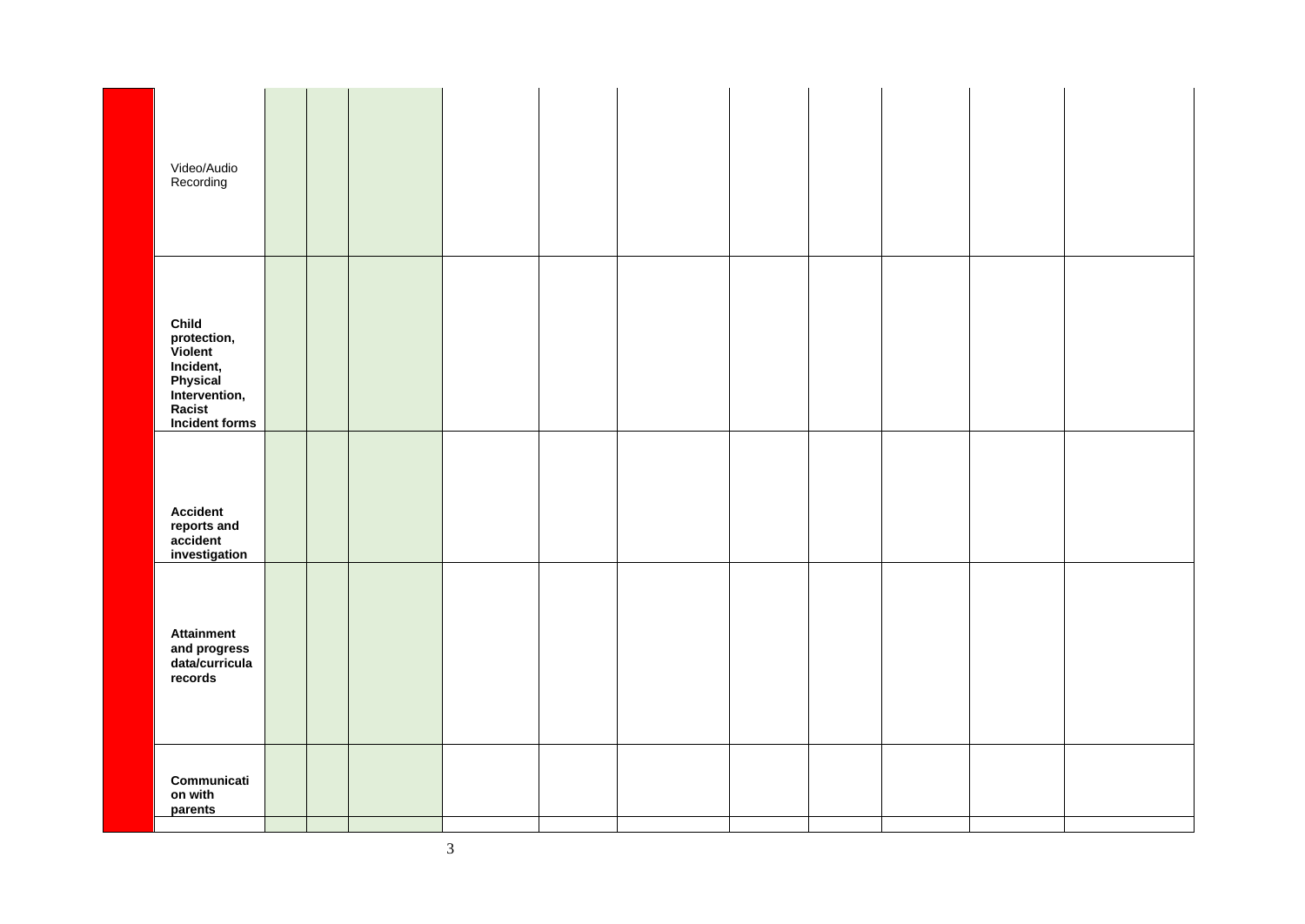| | | | | | | | | | | | | |
|---|---|---|---|---|---|---|---|---|---|---|---|---|
| | Video/Audio Recording | | | | | | | | | | | |
| | **Child protection, Violent Incident, Physical Intervention, Racist Incident forms** | | | | | | | | | | | |
| | **Accident reports and accident investigation** | | | | | | | | | | | |
| | **Attainment and progress data/curricula records** | | | | | | | | | | | |
| | **Communication with parents** | | | | | | | | | | | |
| | | | | | | | | | | | | |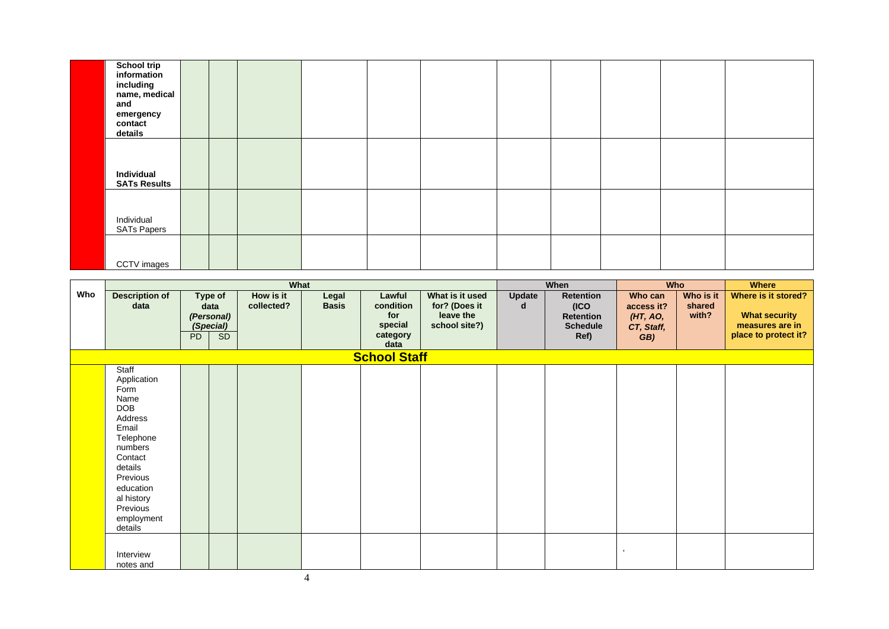| | | | | | | | | | | | | |
|---|---|---|---|---|---|---|---|---|---|---|---|---|
| | **School trip information including name, medical and emergency contact details** | | | | | | | | | | | |
| | **Individual SATs Results** | | | | | | | | | | | |
| | Individual SATs Papers | | | | | | | | | | | |
| | CCTV images | | | | | | | | | | | |

| | **What** | | | | | | | **When** | | **Who** | | **Where** |
|---|---|---|---|---|---|---|---|---|---|---|---|---|
| **Who** | **Description of data** | **Type of data *(Personal)* *(Special)*** | | **How is it collected?** | **Legal Basis** | **Lawful condition for special category data** | **What is it used for? (Does it leave the school site?)** | **Updated** | **Retention (ICO Retention Schedule Ref)** | **Who can access it? *(HT, AO, CT, Staff, GB)*** | **Who is it shared with?** | **Where is it stored? What security measures are in place to protect it?** |
| | | PD | SD | | | | | | | | | |
| **School Staff** | | | | | | | | | | | | |
| | Staff Application Form Name DOB Address Email Telephone numbers Contact details Previous educational history Previous employment details | | | | | | | | | | | |
| | Interview notes and | | | | | | | | | , | | |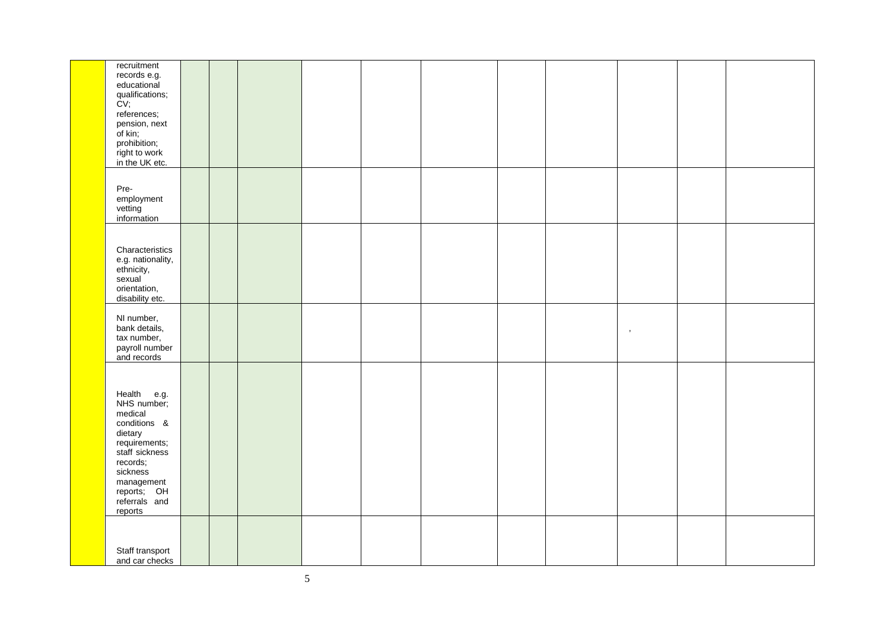| | | | | | | | | | | | | |
|---|---|---|---|---|---|---|---|---|---|---|---|---|
| | recruitment records e.g. educational qualifications; CV; references; pension, next of kin; prohibition; right to work in the UK etc. | | | | | | | | | | | |
| | Pre-employment vetting information | | | | | | | | | | | |
| | Characteristics e.g. nationality, ethnicity, sexual orientation, disability etc. | | | | | | | | | | | |
| | NI number, bank details, tax number, payroll number and records | | | | | | | | | , | | |
| | Health e.g. NHS number; medical conditions & dietary requirements; staff sickness records; sickness management reports; OH referrals and reports | | | | | | | | | | | |
| | Staff transport and car checks | | | | | | | | | | | |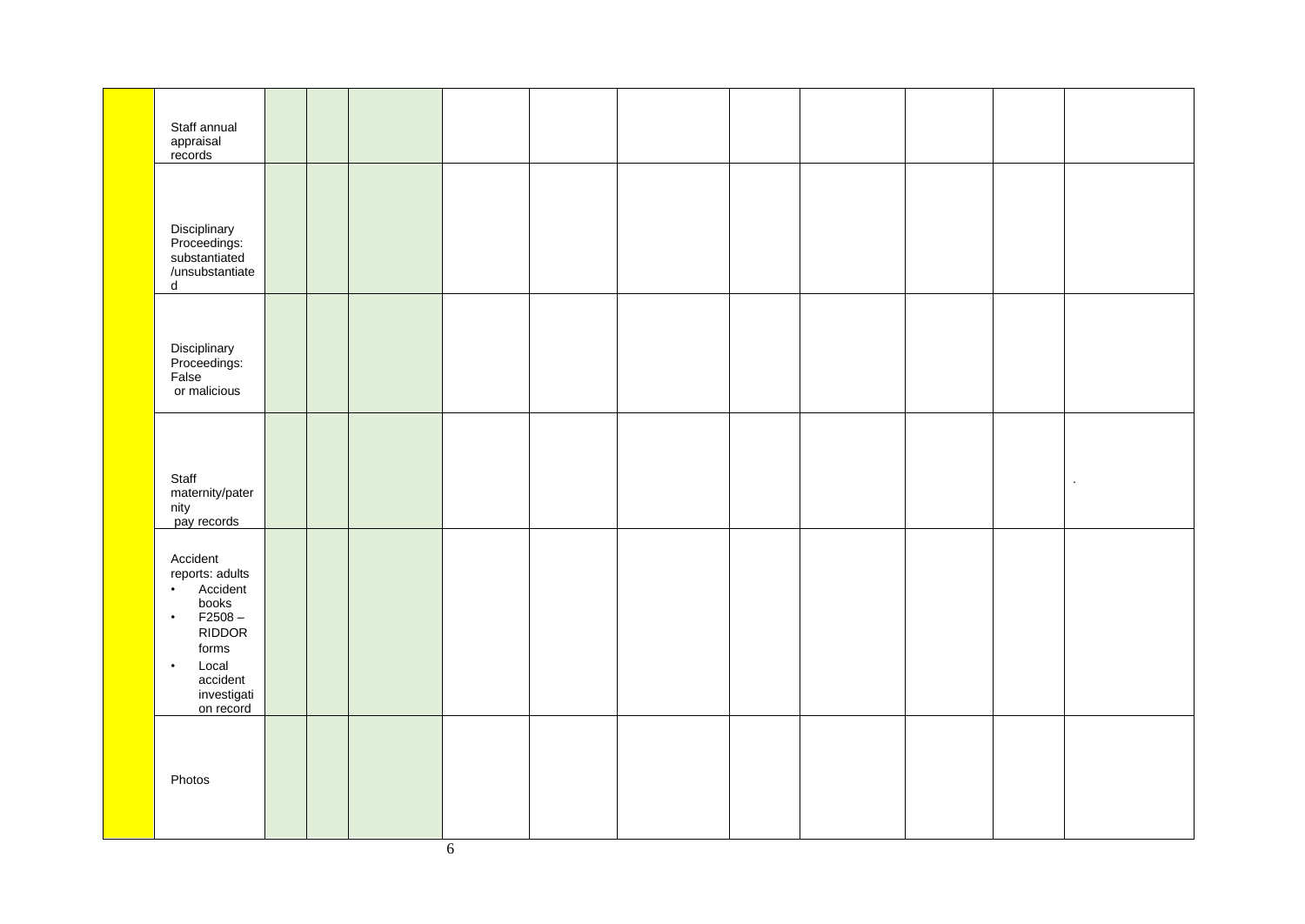| | | | | | | | | | | | | |
|---|---|---|---|---|---|---|---|---|---|---|---|---|
| | Staff annual appraisal records | | | | | | | | | | | |
| | Disciplinary Proceedings: substantiated /unsubstantiated | | | | | | | | | | | |
| | Disciplinary Proceedings: False or malicious | | | | | | | | | | | |
| | Staff maternity/paternity pay records | | | | | | | | | | | . |
| | Accident reports: adults<br>• Accident books<br>• F2508 – RIDDOR forms<br>• Local accident investigation record | | | | | | | | | | | |
| | Photos | | | | | | | | | | | |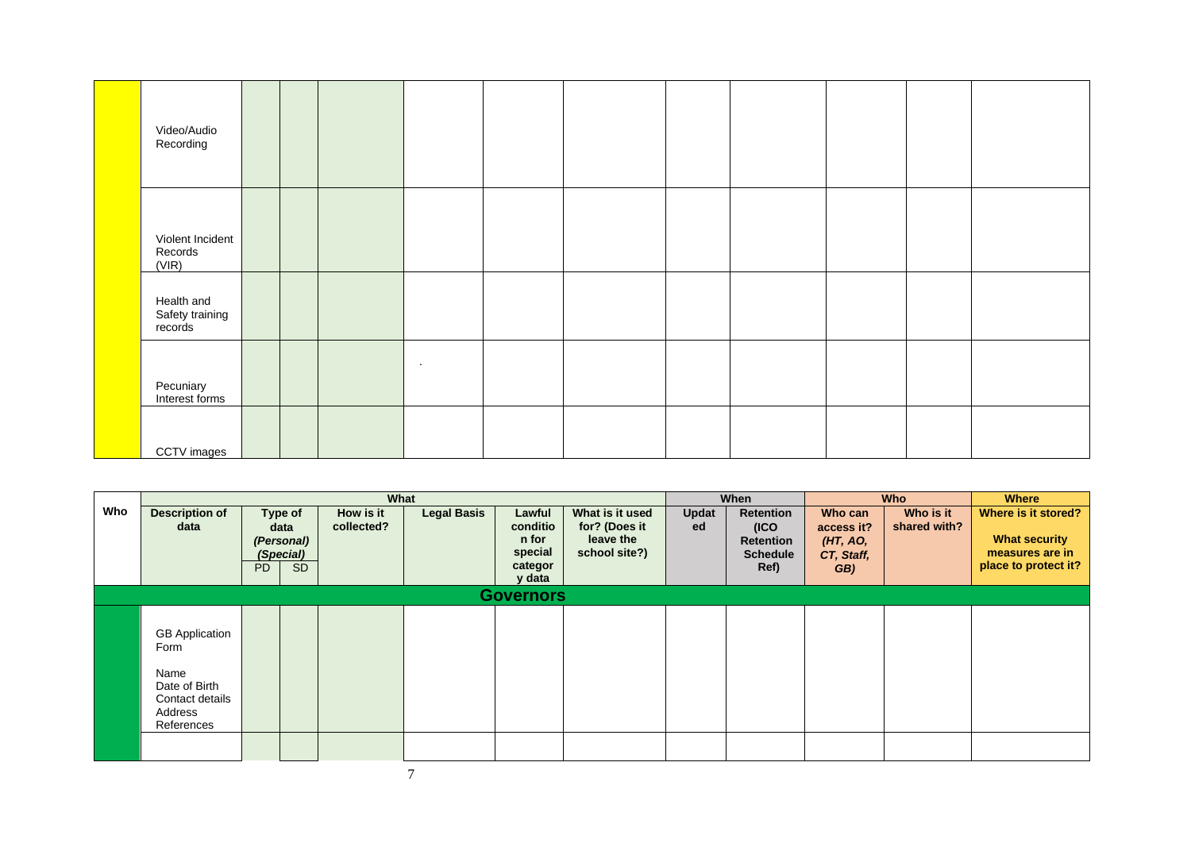| | Video/Audio Recording | | | | | | | | | | | |
|---|---|---|---|---|---|---|---|---|---|---|---|---|
| | Violent Incident Records (VIR) | | | | | | | | | | | |
| | Health and Safety training records | | | | | | | | | | | |
| | Pecuniary Interest forms | | | | . | | | | | | | |
| | CCTV images | | | | | | | | | | | |

| Who | What | | | | | | | When | | Who | | Where |
|---|---|---|---|---|---|---|---|---|---|---|---|---|
| | Description of data | Type of data *(Personal)* *(Special)* PD | SD | How is it collected? | Legal Basis | Lawful condition for special category data | What is it used for? (Does it leave the school site?) | Updated | Retention (ICO Retention Schedule Ref) | Who can access it? *(HT, AO, CT, Staff, GB)* | Who is it shared with? | Where is it stored? What security measures are in place to protect it? |
| **Governors** | | | | | | | | | | | | |
| | GB Application Form<br><br>Name<br>Date of Birth<br>Contact details<br>Address<br>References | | | | | | | | | | | |
| | | | | | | | | | | | | |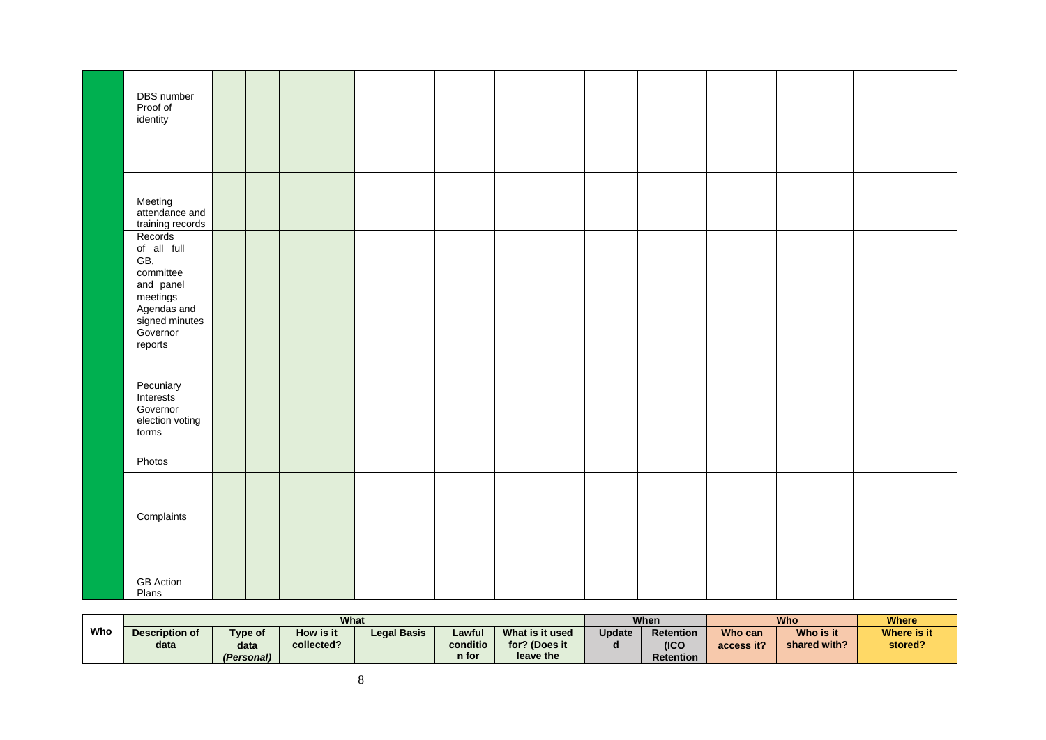| Who | Description of data | Type of data *(Personal)* | | How is it collected? | Legal Basis | Lawful condition for | What is it used for? (Does it leave the | Updated | Retention (ICO Retention | Who can access it? | Who is it shared with? | Where is it stored? |
|---|---|---|---|---|---|---|---|---|---|---|---|---|
| | What | | | | | | | When | | Who | | Where |
| | DBS number<br>Proof of identity | | | | | | | | | | | |
| | Meeting attendance and training records | | | | | | | | | | | |
| | Records of all full GB, committee and panel meetings<br>Agendas and signed minutes<br>Governor reports | | | | | | | | | | | |
| | Pecuniary Interests | | | | | | | | | | | |
| | Governor election voting forms | | | | | | | | | | | |
| | Photos | | | | | | | | | | | |
| | Complaints | | | | | | | | | | | |
| | GB Action Plans | | | | | | | | | | | |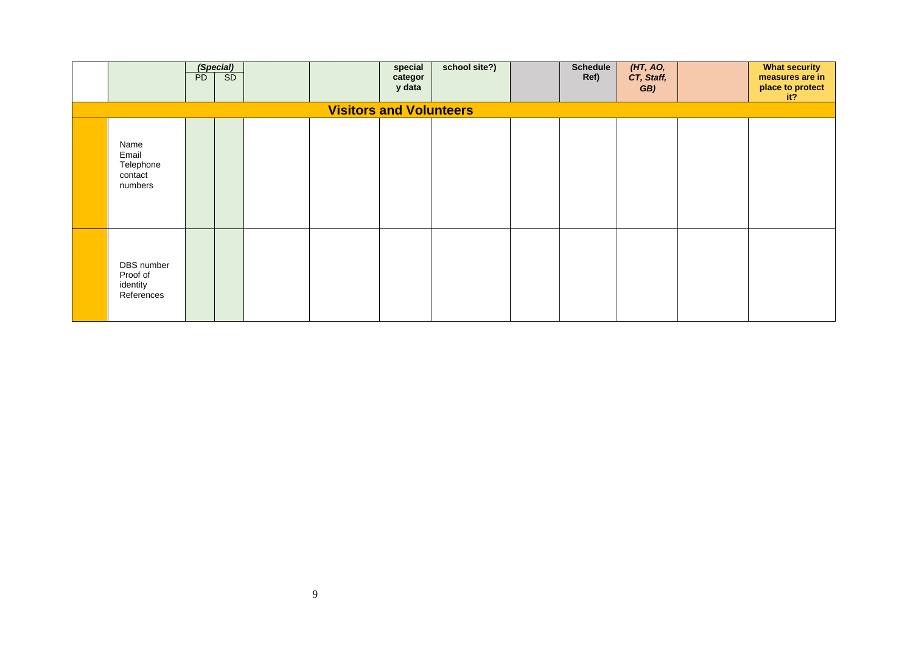| | | (Special) | | | | special category data | school site?) | | Schedule Ref) | (HT, AO, CT, Staff, GB) | | What security measures are in place to protect it? |
|---|---|---|---|---|---|---|---|---|---|---|---|---|
| | | PD | SD | | | | | | | | | |
| **Visitors and Volunteers** | | | | | | | | | | | | |
| | Name Email Telephone contact numbers | | | | | | | | | | | |
| | DBS number Proof of identity References | | | | | | | | | | | |